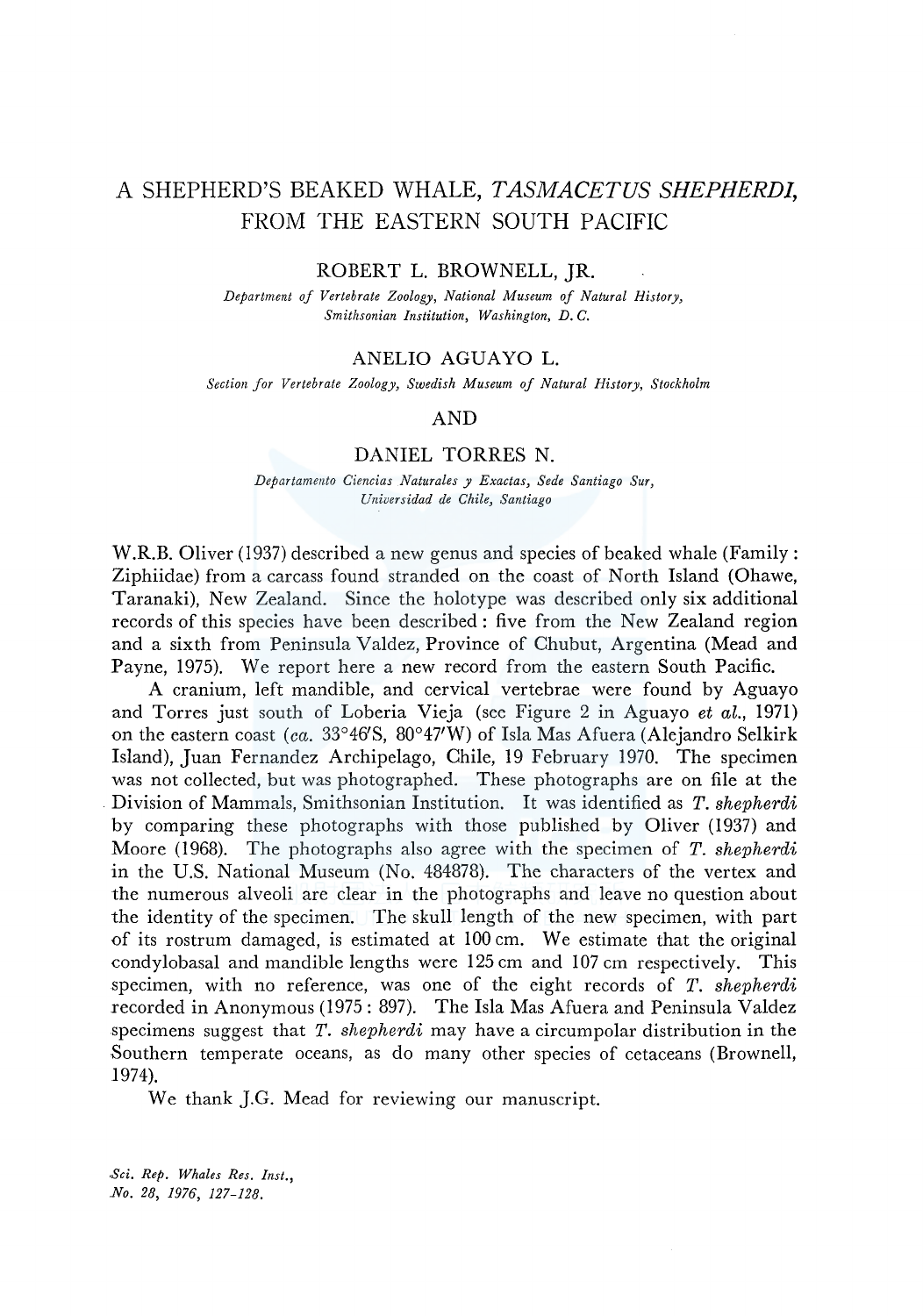# A SHEPHERD'S BEAKED WHALE, *TASMACETUS SHEPHERDI*, FROM THE EASTERN SOUTH PACIFIC

ROBERT L. BROWNELL, JR.

*Department of Vertebrate Zoology, National Museum of Natural History, Smithsonian Institution, Washington, D.C.*

ANELIO AGUAYO L.

*Section for Vertebrate Zoology, Swedish Museum of Natural History, Stockholm*

AND

DANIEL TORRES N.

*Departamento Ciencias Naturales y Exactas, Sede Santiago Sur, Universidad de Chile, Santiago*

W.R.B. Oliver (1937) described a new genus and species of beaked whale (Family: Ziphiidae) from a carcass found stranded on the coast of North Island (Ohawe, Taranaki), New Zealand. Since the holotype was described only six additional records of this species have been described: five from the New Zealand region and a sixth from Peninsula Valdez, Province of Chubut, Argentina (Mead and Payne, 1975). We report here a new record from the eastern South Pacific.

A cranium, left mandible, and cervical vertebrae were found by Aguayo and Torres just south of Loberia Vieja (see Figure 2 in Aguayo *et al.*, 1971) on the eastern coast (*ca.* 33°46′S, 80°47′W) of Isla Mas Afuera (Alejandro Selkirk Island), Juan Fernandez Archipelago, Chile, 19 February 1970. The specimen was not collected, but was photographed. These photographs are on file at the Division of Mammals, Smithsonian Institution. It was identified as *T. shepherdi* by comparing these photographs with those published by Oliver (1937) and Moore (1968). The photographs also agree with the specimen of *T. shepherdi* in the U.S. National Museum (No. 484878). The characters of the vertex and the numerous alveoli are clear in the photographs and leave no question about the identity of the specimen. The skull length of the new specimen, with part of its rostrum damaged, is estimated at 100 cm. We estimate that the original condylobasal and mandible lengths were 125 cm and 107 cm respectively. This specimen, with no reference, was one of the eight records of *T. shepherdi* recorded in Anonymous (1975: 897). The Isla Mas Afuera and Peninsula Valdez specimens suggest that *T. shepherdi* may have a circumpolar distribution in the Southern temperate oceans, as do many other species of cetaceans (Brownell, 1974).

We thank J.G. Mead for reviewing our manuscript.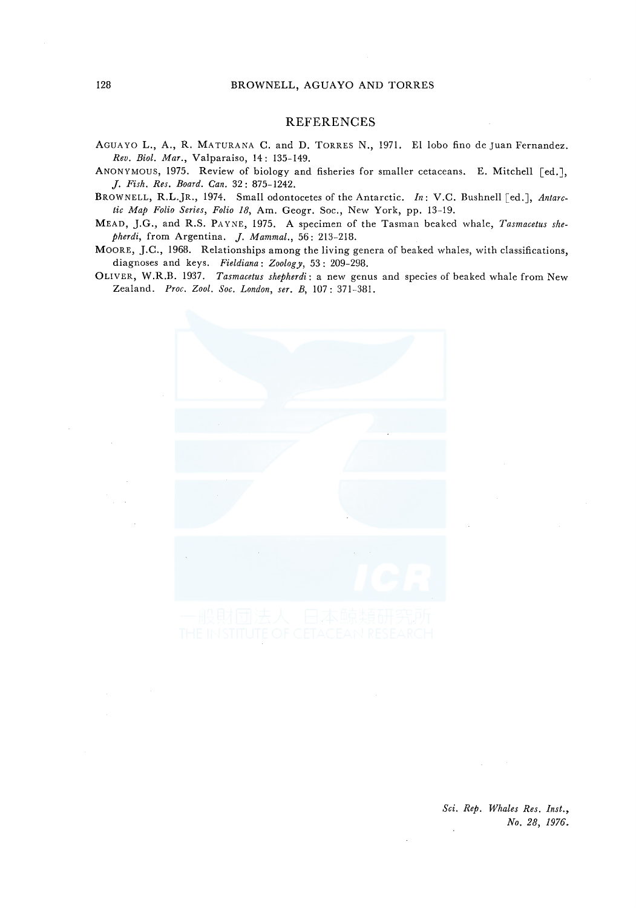## REFERENCES

AGUAYO L., A., R. MATURANA C. and D. TORRES N., 1971. El lobo fino de Juan Fernandez. *Rev. Biol. Mar.*, Valparaiso, 14: 135–149.

ANONYMOUS, 1975. Review of biology and fisheries for smaller cetaceans. E. Mitchell [ed.], *J. Fish. Res. Board. Can.* 32: 875–1242.

BROWNELL, R.L.JR., 1974. Small odontocetes of the Antarctic. *In*: V.C. Bushnell [ed.], *Antarctic Map Folio Series, Folio 18*, Am. Geogr. Soc., New York, pp. 13–19.

MEAD, J.G., and R.S. PAYNE, 1975. A specimen of the Tasman beaked whale, *Tasmacetus shepherdi*, from Argentina. *J. Mammal.*, 56: 213–218.

MOORE, J.C., 1968. Relationships among the living genera of beaked whales, with classifications, diagnoses and keys. *Fieldiana: Zoology*, 53: 209–298.

OLIVER, W.R.B. 1937. *Tasmacetus shepherdi*: a new genus and species of beaked whale from New Zealand. *Proc. Zool. Soc. London, ser. B*, 107: 371–381.